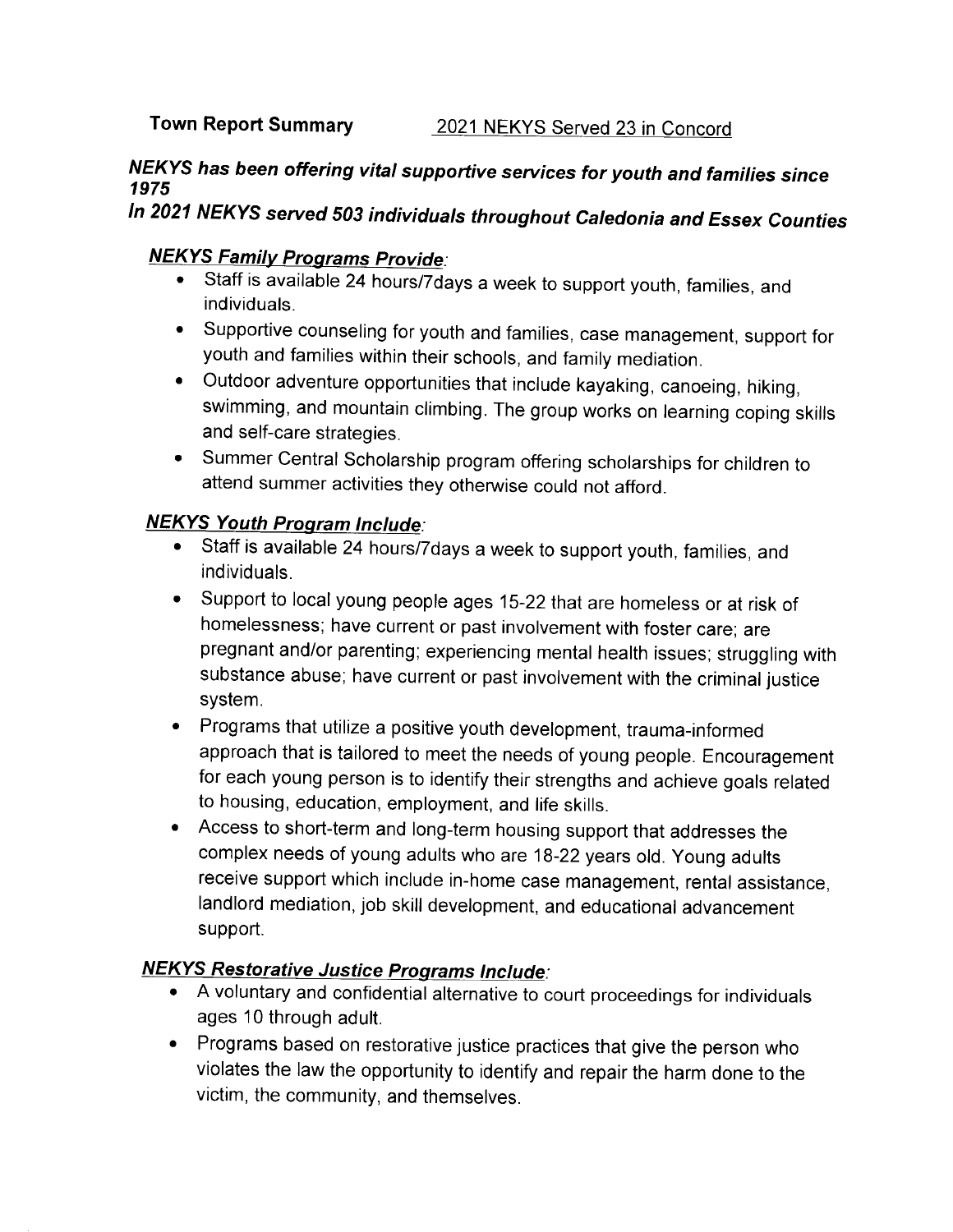**Town Report Summary** <u>2021 NEKYS Served 23 in Concord</u>

***NEKYS has been offering vital supportive services for youth and families since 1975***

***In 2021 NEKYS served 503 individuals throughout Caledonia and Essex Counties***

***<u>NEKYS Family Programs Provide</u>:***

- Staff is available 24 hours/7days a week to support youth, families, and individuals.
- Supportive counseling for youth and families, case management, support for youth and families within their schools, and family mediation.
- Outdoor adventure opportunities that include kayaking, canoeing, hiking, swimming, and mountain climbing. The group works on learning coping skills and self-care strategies.
- Summer Central Scholarship program offering scholarships for children to attend summer activities they otherwise could not afford.

***<u>NEKYS Youth Program Include</u>:***

- Staff is available 24 hours/7days a week to support youth, families, and individuals.
- Support to local young people ages 15-22 that are homeless or at risk of homelessness; have current or past involvement with foster care; are pregnant and/or parenting; experiencing mental health issues; struggling with substance abuse; have current or past involvement with the criminal justice system.
- Programs that utilize a positive youth development, trauma-informed approach that is tailored to meet the needs of young people. Encouragement for each young person is to identify their strengths and achieve goals related to housing, education, employment, and life skills.
- Access to short-term and long-term housing support that addresses the complex needs of young adults who are 18-22 years old. Young adults receive support which include in-home case management, rental assistance, landlord mediation, job skill development, and educational advancement support.

***<u>NEKYS Restorative Justice Programs Include</u>:***

- A voluntary and confidential alternative to court proceedings for individuals ages 10 through adult.
- Programs based on restorative justice practices that give the person who violates the law the opportunity to identify and repair the harm done to the victim, the community, and themselves.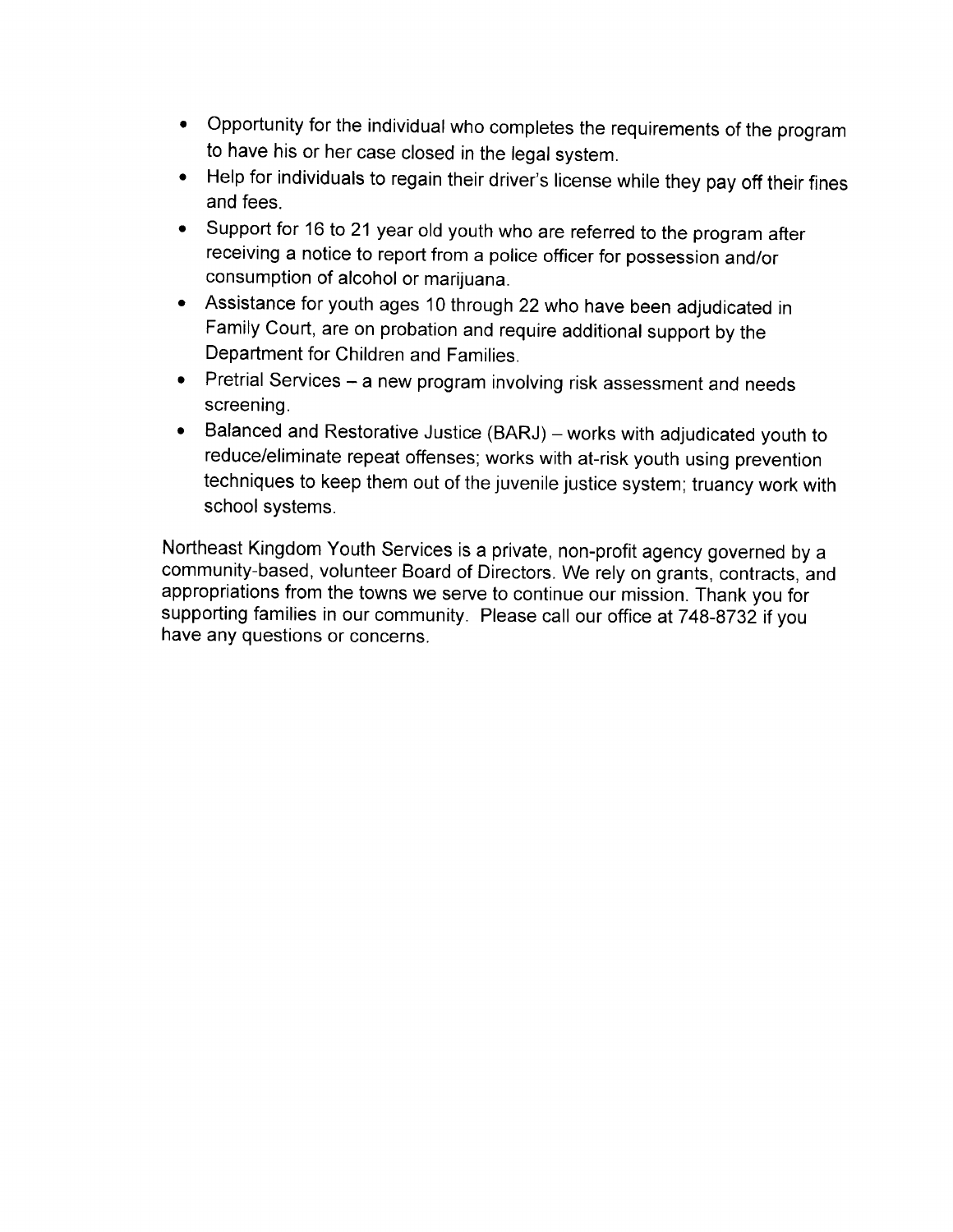- Opportunity for the individual who completes the requirements of the program to have his or her case closed in the legal system.
- Help for individuals to regain their driver's license while they pay off their fines and fees.
- Support for 16 to 21 year old youth who are referred to the program after receiving a notice to report from a police officer for possession and/or consumption of alcohol or marijuana.
- Assistance for youth ages 10 through 22 who have been adjudicated in Family Court, are on probation and require additional support by the Department for Children and Families.
- Pretrial Services – a new program involving risk assessment and needs screening.
- Balanced and Restorative Justice (BARJ) – works with adjudicated youth to reduce/eliminate repeat offenses; works with at-risk youth using prevention techniques to keep them out of the juvenile justice system; truancy work with school systems.

Northeast Kingdom Youth Services is a private, non-profit agency governed by a community-based, volunteer Board of Directors. We rely on grants, contracts, and appropriations from the towns we serve to continue our mission. Thank you for supporting families in our community. Please call our office at 748-8732 if you have any questions or concerns.